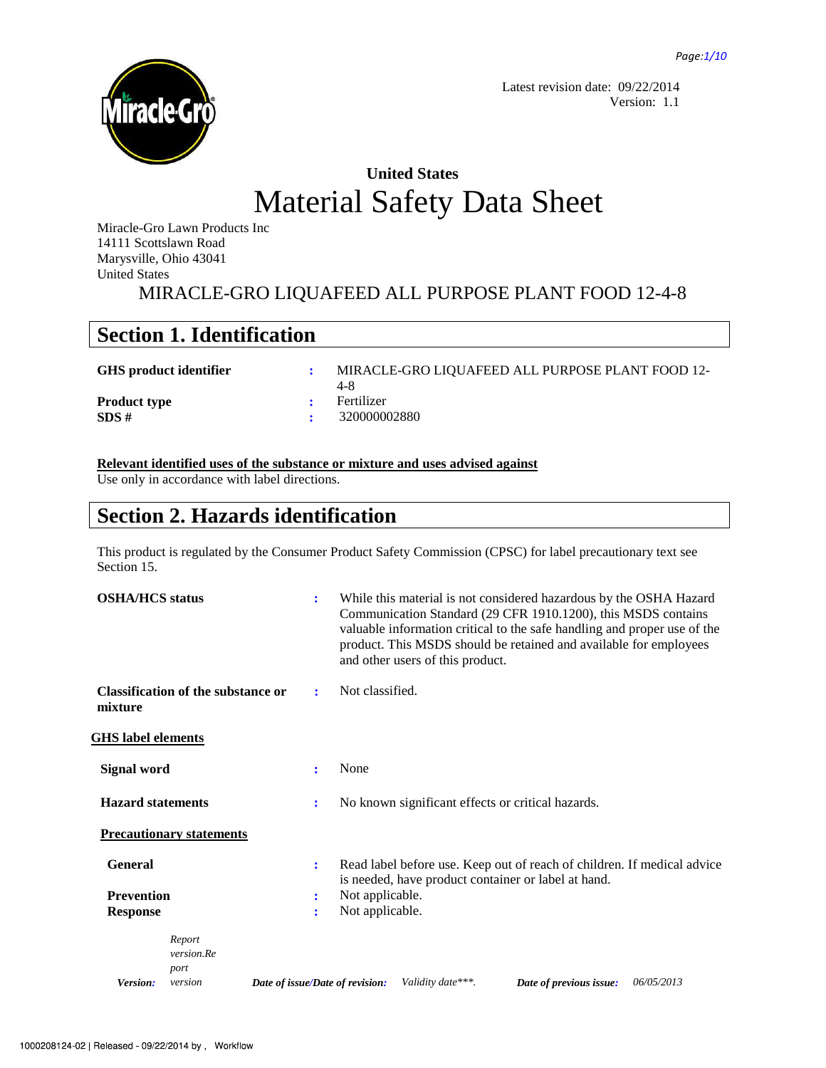Latest revision date: 09/22/2014
Version: 1.1

# United States
# Material Safety Data Sheet

Miracle-Gro Lawn Products Inc
14111 Scottslawn Road
Marysville, Ohio 43041
United States

MIRACLE-GRO LIQUAFEED ALL PURPOSE PLANT FOOD 12-4-8

## Section 1. Identification

**GHS product identifier** : MIRACLE-GRO LIQUAFEED ALL PURPOSE PLANT FOOD 12-4-8

**Product type** : Fertilizer

**SDS #** : 320000002880

**Relevant identified uses of the substance or mixture and uses advised against**

Use only in accordance with label directions.

## Section 2. Hazards identification

This product is regulated by the Consumer Product Safety Commission (CPSC) for label precautionary text see Section 15.

**OSHA/HCS status** : While this material is not considered hazardous by the OSHA Hazard Communication Standard (29 CFR 1910.1200), this MSDS contains valuable information critical to the safe handling and proper use of the product. This MSDS should be retained and available for employees and other users of this product.

**Classification of the substance or mixture** : Not classified.

**GHS label elements**

**Signal word** : None

**Hazard statements** : No known significant effects or critical hazards.

**Precautionary statements**

**General** : Read label before use. Keep out of reach of children. If medical advice is needed, have product container or label at hand.

**Prevention** : Not applicable.

**Response** : Not applicable.

*Version:* *Report version.Report version* *Date of issue/Date of revision:* *Validity date\*\*\*.* *Date of previous issue:* *06/05/2013*

1000208124-02 | Released - 09/22/2014 by , Workflow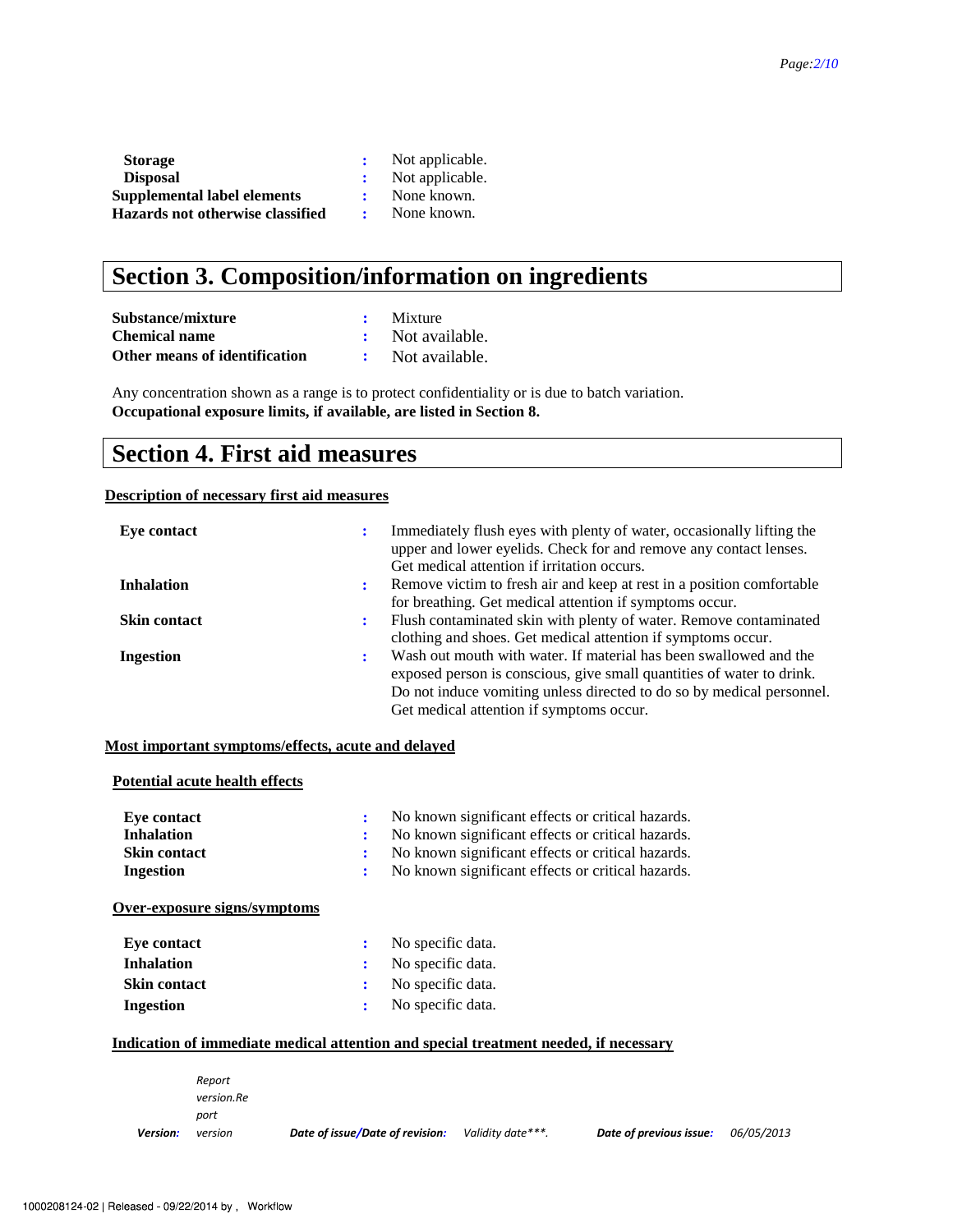**Storage** : Not applicable.
**Disposal** : Not applicable.
**Supplemental label elements** : None known.
**Hazards not otherwise classified** : None known.

# Section 3. Composition/information on ingredients

**Substance/mixture** : Mixture
**Chemical name** : Not available.
**Other means of identification** : Not available.

Any concentration shown as a range is to protect confidentiality or is due to batch variation.
**Occupational exposure limits, if available, are listed in Section 8.**

# Section 4. First aid measures

## Description of necessary first aid measures

**Eye contact** : Immediately flush eyes with plenty of water, occasionally lifting the upper and lower eyelids. Check for and remove any contact lenses. Get medical attention if irritation occurs.

**Inhalation** : Remove victim to fresh air and keep at rest in a position comfortable for breathing. Get medical attention if symptoms occur.

**Skin contact** : Flush contaminated skin with plenty of water. Remove contaminated clothing and shoes. Get medical attention if symptoms occur.

**Ingestion** : Wash out mouth with water. If material has been swallowed and the exposed person is conscious, give small quantities of water to drink. Do not induce vomiting unless directed to do so by medical personnel. Get medical attention if symptoms occur.

## Most important symptoms/effects, acute and delayed

### Potential acute health effects

**Eye contact** : No known significant effects or critical hazards.
**Inhalation** : No known significant effects or critical hazards.
**Skin contact** : No known significant effects or critical hazards.
**Ingestion** : No known significant effects or critical hazards.

### Over-exposure signs/symptoms

**Eye contact** : No specific data.
**Inhalation** : No specific data.
**Skin contact** : No specific data.
**Ingestion** : No specific data.

### Indication of immediate medical attention and special treatment needed, if necessary

*Version: Report version.Report version* *Date of issue/Date of revision: Validity date\*\*\*.* *Date of previous issue: 06/05/2013*

1000208124-02 | Released - 09/22/2014 by , Workflow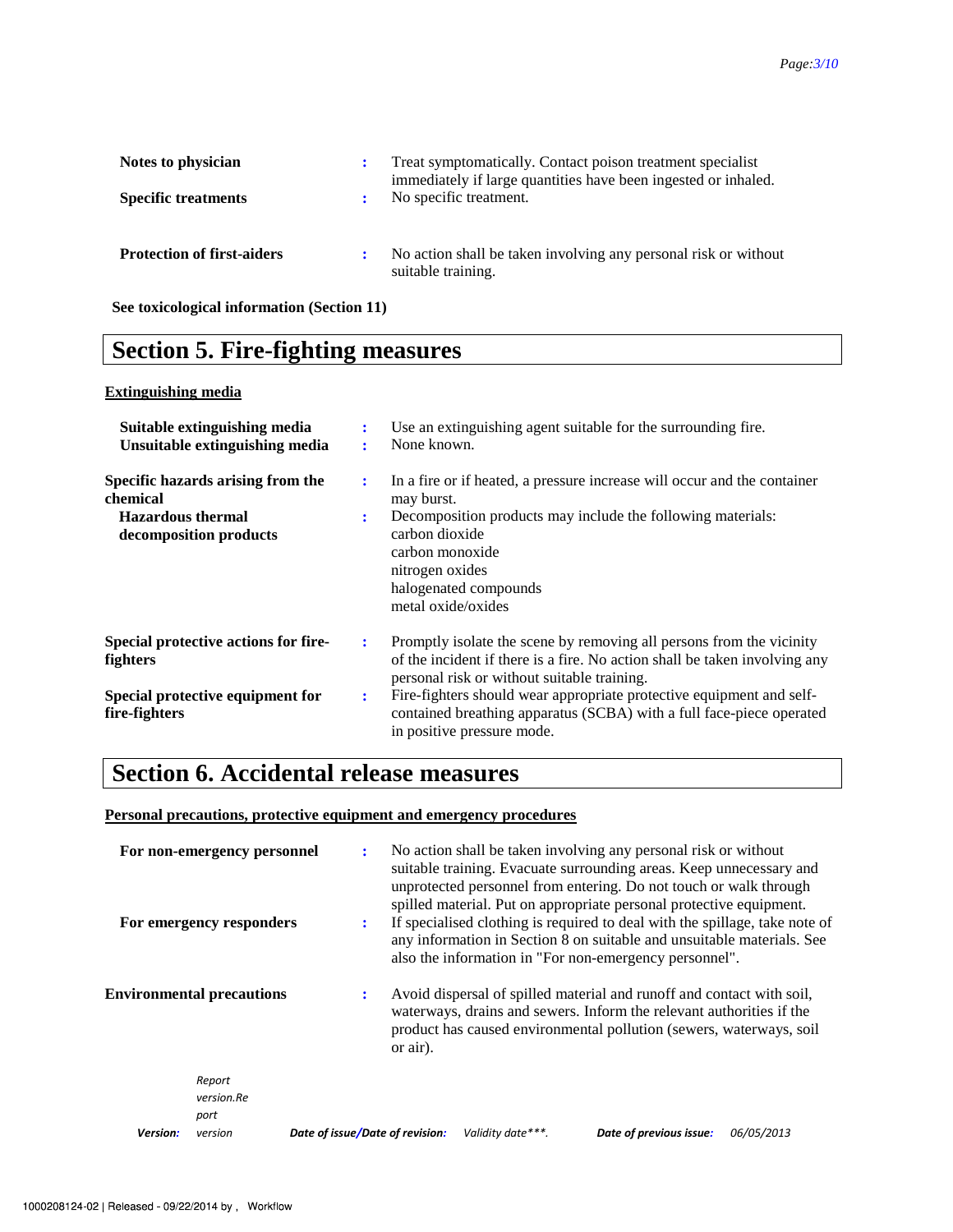**Notes to physician** : Treat symptomatically. Contact poison treatment specialist immediately if large quantities have been ingested or inhaled.

**Specific treatments** : No specific treatment.

**Protection of first-aiders** : No action shall be taken involving any personal risk or without suitable training.

**See toxicological information (Section 11)**

# Section 5. Fire-fighting measures

**Extinguishing media**

**Suitable extinguishing media** : Use an extinguishing agent suitable for the surrounding fire.

**Unsuitable extinguishing media** : None known.

**Specific hazards arising from the chemical** : In a fire or if heated, a pressure increase will occur and the container may burst.

**Hazardous thermal decomposition products** : Decomposition products may include the following materials:
carbon dioxide
carbon monoxide
nitrogen oxides
halogenated compounds
metal oxide/oxides

**Special protective actions for fire-fighters** : Promptly isolate the scene by removing all persons from the vicinity of the incident if there is a fire. No action shall be taken involving any personal risk or without suitable training.

**Special protective equipment for fire-fighters** : Fire-fighters should wear appropriate protective equipment and self-contained breathing apparatus (SCBA) with a full face-piece operated in positive pressure mode.

# Section 6. Accidental release measures

**Personal precautions, protective equipment and emergency procedures**

**For non-emergency personnel** : No action shall be taken involving any personal risk or without suitable training. Evacuate surrounding areas. Keep unnecessary and unprotected personnel from entering. Do not touch or walk through spilled material. Put on appropriate personal protective equipment.

**For emergency responders** : If specialised clothing is required to deal with the spillage, take note of any information in Section 8 on suitable and unsuitable materials. See also the information in "For non-emergency personnel".

**Environmental precautions** : Avoid dispersal of spilled material and runoff and contact with soil, waterways, drains and sewers. Inform the relevant authorities if the product has caused environmental pollution (sewers, waterways, soil or air).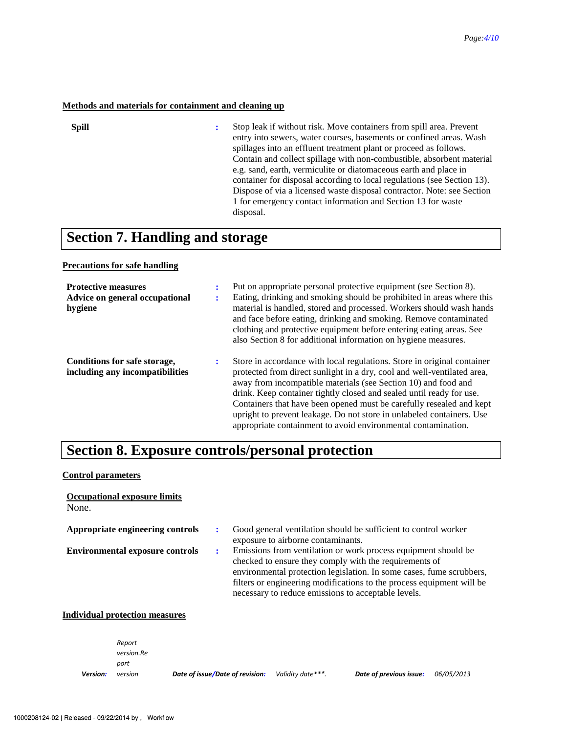### Methods and materials for containment and cleaning up

| | | |
|---|---|---|
| **Spill** | : | Stop leak if without risk. Move containers from spill area. Prevent entry into sewers, water courses, basements or confined areas. Wash spillages into an effluent treatment plant or proceed as follows. Contain and collect spillage with non-combustible, absorbent material e.g. sand, earth, vermiculite or diatomaceous earth and place in container for disposal according to local regulations (see Section 13). Dispose of via a licensed waste disposal contractor. Note: see Section 1 for emergency contact information and Section 13 for waste disposal. |

## Section 7. Handling and storage

### Precautions for safe handling

| | | |
|---|---|---|
| **Protective measures** | : | Put on appropriate personal protective equipment (see Section 8). |
| **Advice on general occupational hygiene** | : | Eating, drinking and smoking should be prohibited in areas where this material is handled, stored and processed. Workers should wash hands and face before eating, drinking and smoking. Remove contaminated clothing and protective equipment before entering eating areas. See also Section 8 for additional information on hygiene measures. |
| **Conditions for safe storage, including any incompatibilities** | : | Store in accordance with local regulations. Store in original container protected from direct sunlight in a dry, cool and well-ventilated area, away from incompatible materials (see Section 10) and food and drink. Keep container tightly closed and sealed until ready for use. Containers that have been opened must be carefully resealed and kept upright to prevent leakage. Do not store in unlabeled containers. Use appropriate containment to avoid environmental contamination. |

## Section 8. Exposure controls/personal protection

### Control parameters

#### Occupational exposure limits

None.

| | | |
|---|---|---|
| **Appropriate engineering controls** | : | Good general ventilation should be sufficient to control worker exposure to airborne contaminants. |
| **Environmental exposure controls** | : | Emissions from ventilation or work process equipment should be checked to ensure they comply with the requirements of environmental protection legislation. In some cases, fume scrubbers, filters or engineering modifications to the process equipment will be necessary to reduce emissions to acceptable levels. |

### Individual protection measures

*Version:* *Report version.Report version* *Date of issue/Date of revision:* *Validity date\*\*\*.* *Date of previous issue:* *06/05/2013*

1000208124-02 | Released - 09/22/2014 by , Workflow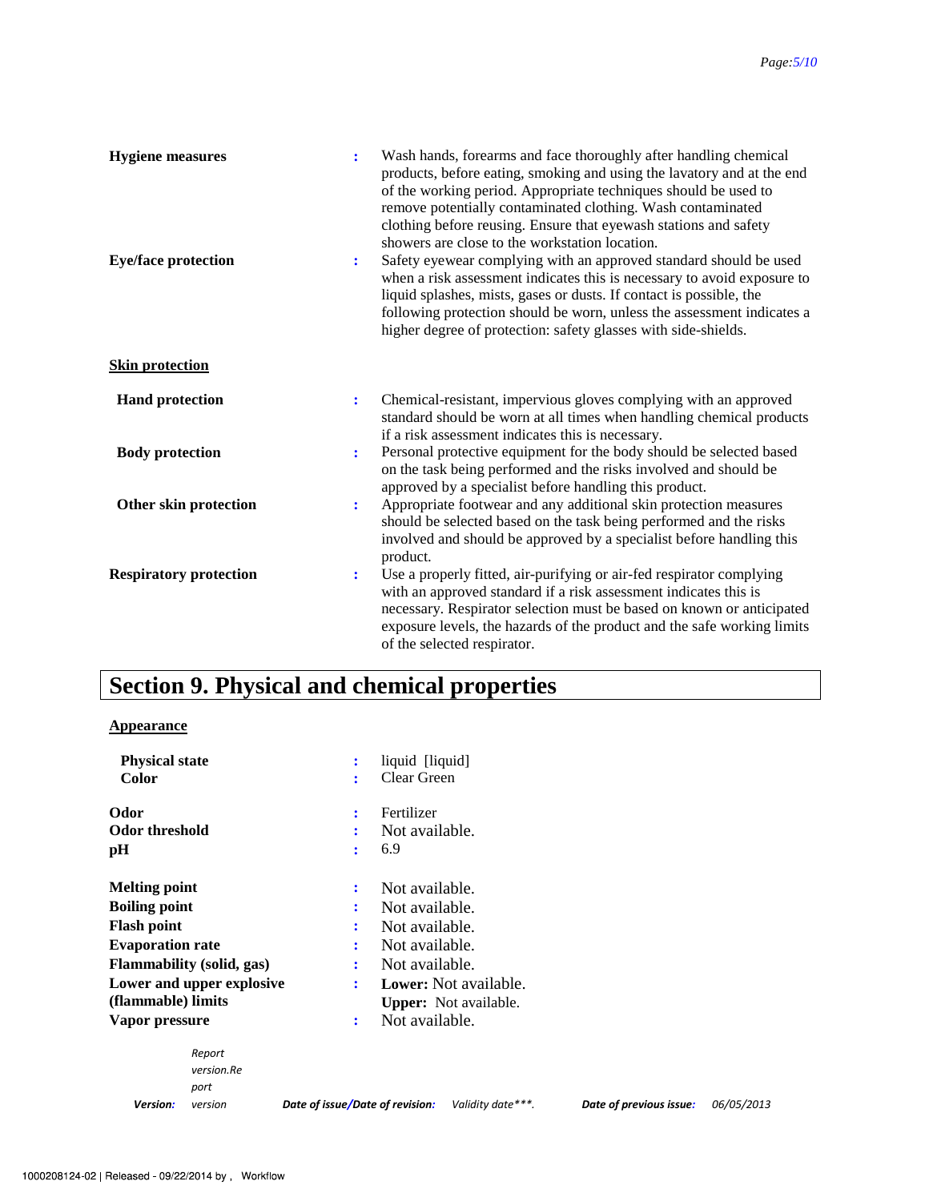**Hygiene measures** : Wash hands, forearms and face thoroughly after handling chemical products, before eating, smoking and using the lavatory and at the end of the working period. Appropriate techniques should be used to remove potentially contaminated clothing. Wash contaminated clothing before reusing. Ensure that eyewash stations and safety showers are close to the workstation location.

**Eye/face protection** : Safety eyewear complying with an approved standard should be used when a risk assessment indicates this is necessary to avoid exposure to liquid splashes, mists, gases or dusts. If contact is possible, the following protection should be worn, unless the assessment indicates a higher degree of protection: safety glasses with side-shields.

**Skin protection**

**Hand protection** : Chemical-resistant, impervious gloves complying with an approved standard should be worn at all times when handling chemical products if a risk assessment indicates this is necessary.

**Body protection** : Personal protective equipment for the body should be selected based on the task being performed and the risks involved and should be approved by a specialist before handling this product.

**Other skin protection** : Appropriate footwear and any additional skin protection measures should be selected based on the task being performed and the risks involved and should be approved by a specialist before handling this product.

**Respiratory protection** : Use a properly fitted, air-purifying or air-fed respirator complying with an approved standard if a risk assessment indicates this is necessary. Respirator selection must be based on known or anticipated exposure levels, the hazards of the product and the safe working limits of the selected respirator.

# Section 9. Physical and chemical properties

**Appearance**

**Physical state** : liquid [liquid]
**Color** : Clear Green

**Odor** : Fertilizer
**Odor threshold** : Not available.
**pH** : 6.9

**Melting point** : Not available.
**Boiling point** : Not available.
**Flash point** : Not available.
**Evaporation rate** : Not available.
**Flammability (solid, gas)** : Not available.
**Lower and upper explosive (flammable) limits** : **Lower:** Not available.
**Upper:** Not available.
**Vapor pressure** : Not available.

*Version: Report version.Report version* *Date of issue/Date of revision: Validity date\*\*\*.* *Date of previous issue: 06/05/2013*

1000208124-02 | Released - 09/22/2014 by , Workflow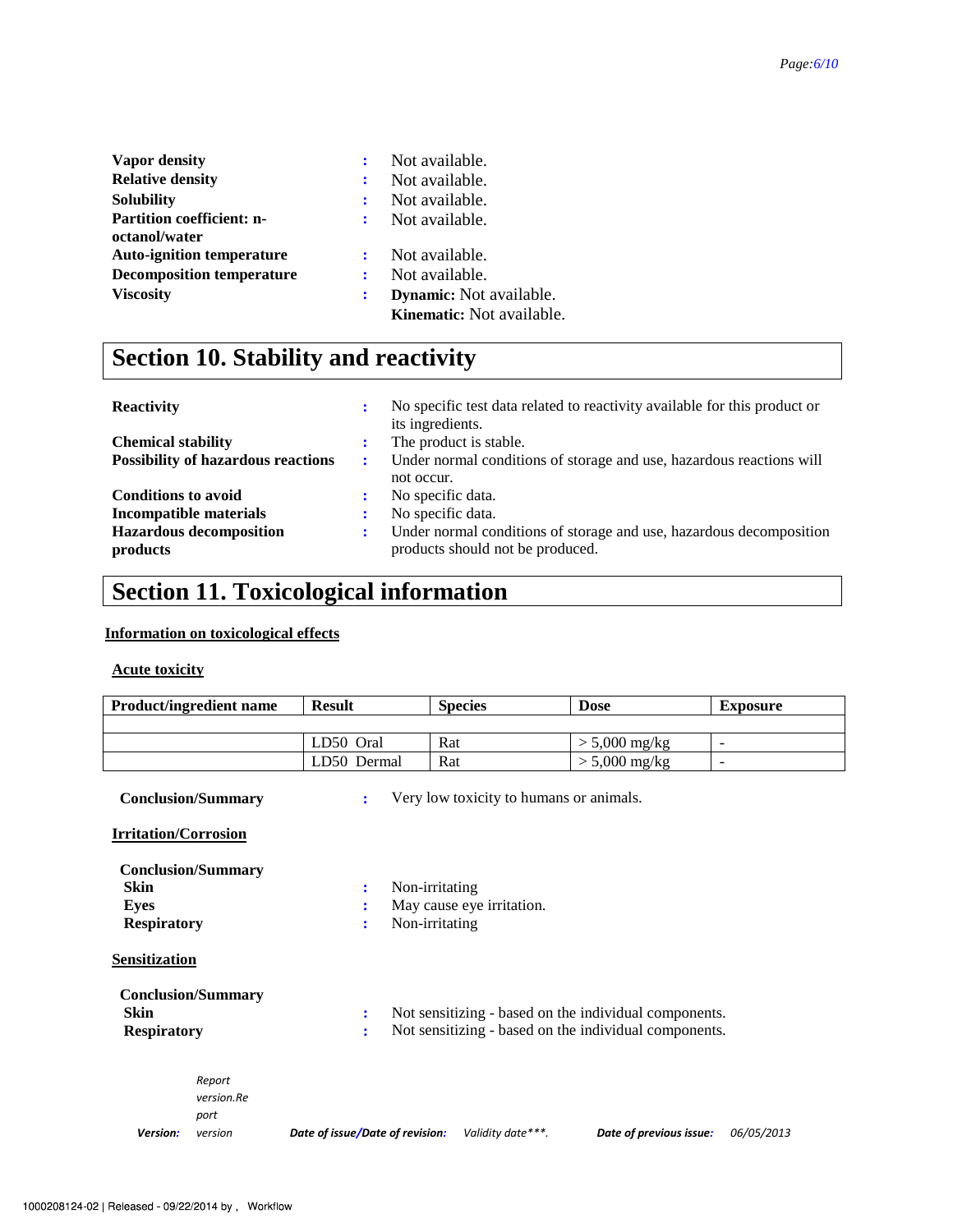| | | |
|---|---|---|
| **Vapor density** | : | Not available. |
| **Relative density** | : | Not available. |
| **Solubility** | : | Not available. |
| **Partition coefficient: n-octanol/water** | : | Not available. |
| **Auto-ignition temperature** | : | Not available. |
| **Decomposition temperature** | : | Not available. |
| **Viscosity** | : | **Dynamic:** Not available.<br>**Kinematic:** Not available. |

## Section 10. Stability and reactivity

| | | |
|---|---|---|
| **Reactivity** | : | No specific test data related to reactivity available for this product or its ingredients. |
| **Chemical stability** | : | The product is stable. |
| **Possibility of hazardous reactions** | : | Under normal conditions of storage and use, hazardous reactions will not occur. |
| **Conditions to avoid** | : | No specific data. |
| **Incompatible materials** | : | No specific data. |
| **Hazardous decomposition products** | : | Under normal conditions of storage and use, hazardous decomposition products should not be produced. |

## Section 11. Toxicological information

**Information on toxicological effects**

**Acute toxicity**

| Product/ingredient name | Result | Species | Dose | Exposure |
|---|---|---|---|---|
| | | | | |
| | LD50 Oral | Rat | > 5,000 mg/kg | - |
| | LD50 Dermal | Rat | > 5,000 mg/kg | - |

**Conclusion/Summary** : Very low toxicity to humans or animals.

**Irritation/Corrosion**

**Conclusion/Summary**

| | | |
|---|---|---|
| **Skin** | : | Non-irritating |
| **Eyes** | : | May cause eye irritation. |
| **Respiratory** | : | Non-irritating |

**Sensitization**

**Conclusion/Summary**

| | | |
|---|---|---|
| **Skin** | : | Not sensitizing - based on the individual components. |
| **Respiratory** | : | Not sensitizing - based on the individual components. |

*Version: Report version.Report version* *Date of issue/Date of revision: Validity date\*\*\*.* *Date of previous issue: 06/05/2013*

1000208124-02 | Released - 09/22/2014 by , Workflow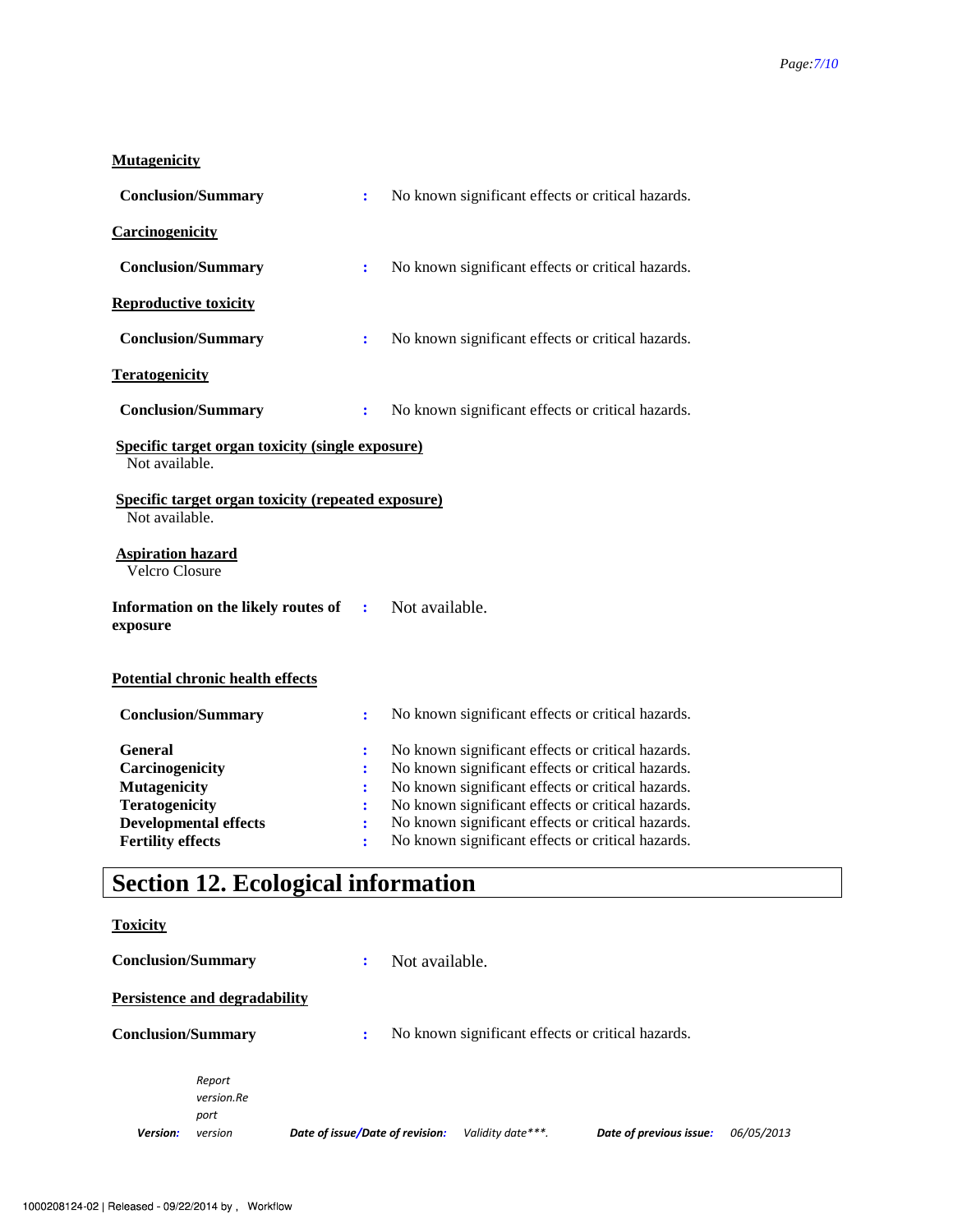**Mutagenicity**

**Conclusion/Summary** : No known significant effects or critical hazards.

**Carcinogenicity**

**Conclusion/Summary** : No known significant effects or critical hazards.

**Reproductive toxicity**

**Conclusion/Summary** : No known significant effects or critical hazards.

**Teratogenicity**

**Conclusion/Summary** : No known significant effects or critical hazards.

**Specific target organ toxicity (single exposure)**

Not available.

**Specific target organ toxicity (repeated exposure)**

Not available.

**Aspiration hazard**

Velcro Closure

**Information on the likely routes of exposure** : Not available.

**Potential chronic health effects**

**Conclusion/Summary** : No known significant effects or critical hazards.

**General** : No known significant effects or critical hazards.
**Carcinogenicity** : No known significant effects or critical hazards.
**Mutagenicity** : No known significant effects or critical hazards.
**Teratogenicity** : No known significant effects or critical hazards.
**Developmental effects** : No known significant effects or critical hazards.
**Fertility effects** : No known significant effects or critical hazards.

# Section 12. Ecological information

**Toxicity**

**Conclusion/Summary** : Not available.

**Persistence and degradability**

**Conclusion/Summary** : No known significant effects or critical hazards.

*Version: Report version.Report version Date of issue/Date of revision: Validity date***. Date of previous issue: 06/05/2013*

1000208124-02 | Released - 09/22/2014 by , Workflow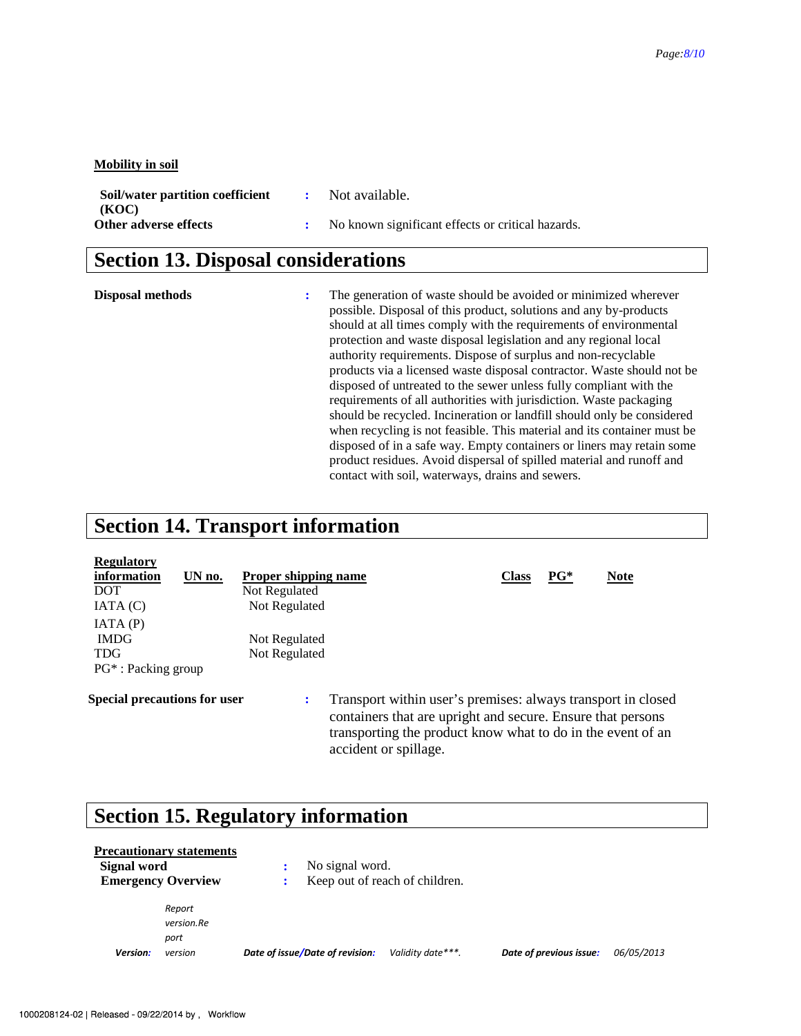**Mobility in soil**

**Soil/water partition coefficient (KOC)** : Not available.

**Other adverse effects** : No known significant effects or critical hazards.

## Section 13. Disposal considerations

**Disposal methods** : The generation of waste should be avoided or minimized wherever possible. Disposal of this product, solutions and any by-products should at all times comply with the requirements of environmental protection and waste disposal legislation and any regional local authority requirements. Dispose of surplus and non-recyclable products via a licensed waste disposal contractor. Waste should not be disposed of untreated to the sewer unless fully compliant with the requirements of all authorities with jurisdiction. Waste packaging should be recycled. Incineration or landfill should only be considered when recycling is not feasible. This material and its container must be disposed of in a safe way. Empty containers or liners may retain some product residues. Avoid dispersal of spilled material and runoff and contact with soil, waterways, drains and sewers.

## Section 14. Transport information

| Regulatory information | UN no. | Proper shipping name | Class | PG* | Note |
|---|---|---|---|---|---|
| DOT | | Not Regulated | | | |
| IATA (C) | | Not Regulated | | | |
| IATA (P) | | | | | |
| IMDG | | Not Regulated | | | |
| TDG | | Not Regulated | | | |

PG* : Packing group

**Special precautions for user** : Transport within user's premises: always transport in closed containers that are upright and secure. Ensure that persons transporting the product know what to do in the event of an accident or spillage.

## Section 15. Regulatory information

**Precautionary statements**

**Signal word** : No signal word.

**Emergency Overview** : Keep out of reach of children.

*Version:* *Report version.Report version* **Date of issue/Date of revision:** *Validity date\*\*\*.* **Date of previous issue:** *06/05/2013*

1000208124-02 | Released - 09/22/2014 by , Workflow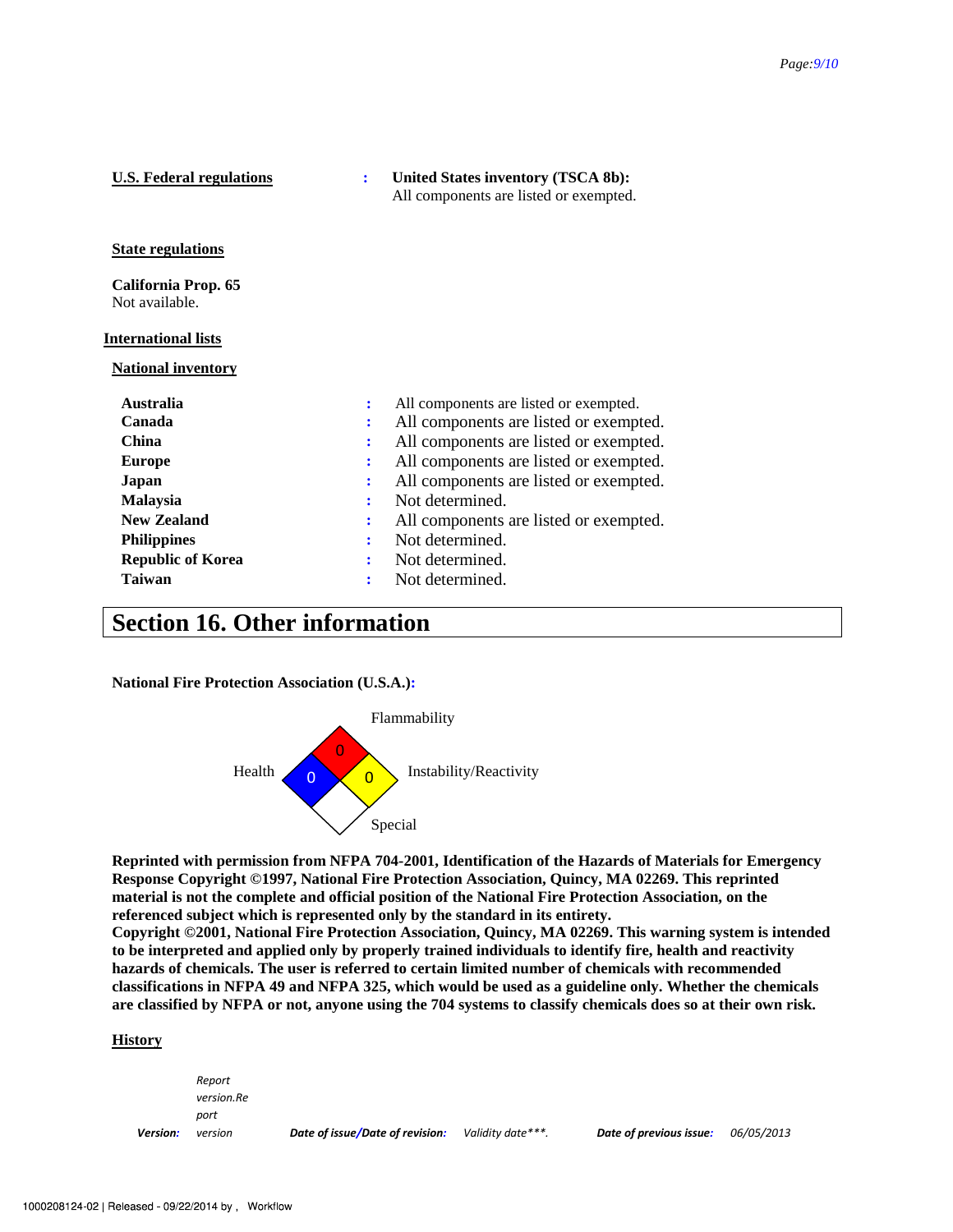**U.S. Federal regulations** : **United States inventory (TSCA 8b):**
All components are listed or exempted.

**State regulations**

**California Prop. 65**
Not available.

**International lists**

**National inventory**

| | | |
|---|---|---|
| **Australia** | : | All components are listed or exempted. |
| **Canada** | : | All components are listed or exempted. |
| **China** | : | All components are listed or exempted. |
| **Europe** | : | All components are listed or exempted. |
| **Japan** | : | All components are listed or exempted. |
| **Malaysia** | : | Not determined. |
| **New Zealand** | : | All components are listed or exempted. |
| **Philippines** | : | Not determined. |
| **Republic of Korea** | : | Not determined. |
| **Taiwan** | : | Not determined. |

# Section 16. Other information

**National Fire Protection Association (U.S.A.):**

Flammability: 0
Health: 0
Instability/Reactivity: 0
Special:

**Reprinted with permission from NFPA 704-2001, Identification of the Hazards of Materials for Emergency Response Copyright ©1997, National Fire Protection Association, Quincy, MA 02269. This reprinted material is not the complete and official position of the National Fire Protection Association, on the referenced subject which is represented only by the standard in its entirety.**
**Copyright ©2001, National Fire Protection Association, Quincy, MA 02269. This warning system is intended to be interpreted and applied only by properly trained individuals to identify fire, health and reactivity hazards of chemicals. The user is referred to certain limited number of chemicals with recommended classifications in NFPA 49 and NFPA 325, which would be used as a guideline only. Whether the chemicals are classified by NFPA or not, anyone using the 704 systems to classify chemicals does so at their own risk.**

**History**

| ***Version:*** | *Report version.Report version* | ***Date of issue/Date of revision:*** | *Validity date\*\*\*.* | ***Date of previous issue:*** | *06/05/2013* |
|---|---|---|---|---|---|

1000208124-02 | Released - 09/22/2014 by , Workflow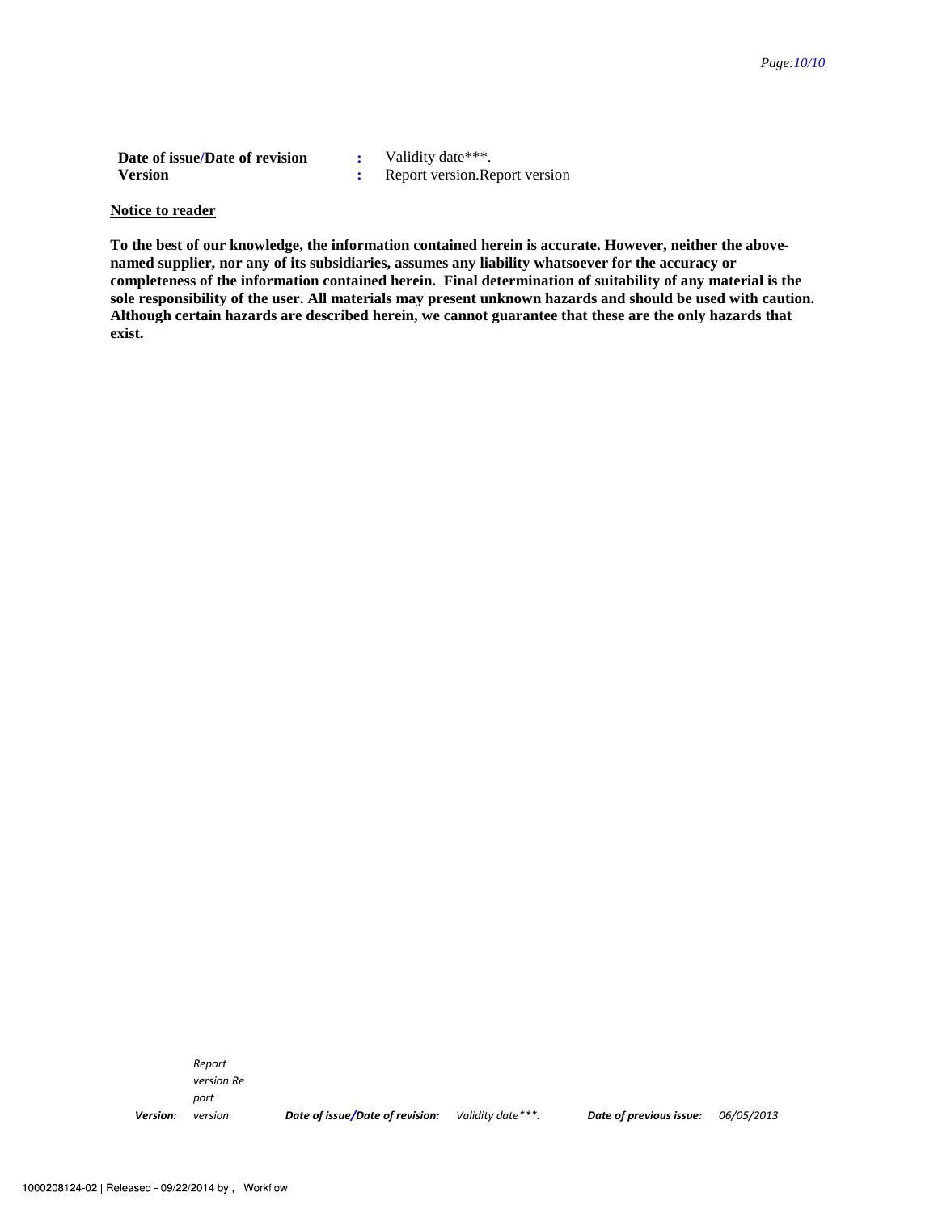**Date of issue/Date of revision** : Validity date***.
**Version** : Report version.Report version

**Notice to reader**

**To the best of our knowledge, the information contained herein is accurate. However, neither the above-named supplier, nor any of its subsidiaries, assumes any liability whatsoever for the accuracy or completeness of the information contained herein. Final determination of suitability of any material is the sole responsibility of the user. All materials may present unknown hazards and should be used with caution. Although certain hazards are described herein, we cannot guarantee that these are the only hazards that exist.**